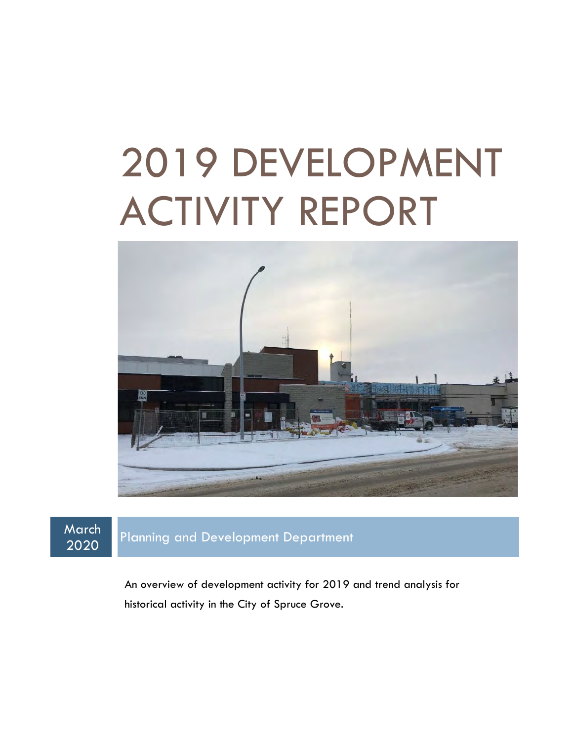# 2019 DEVELOPMENT ACTIVITY REPORT

March 2020

Planning and Development Department

An overview of development activity for 2019 and trend analysis for historical activity in the City of Spruce Grove.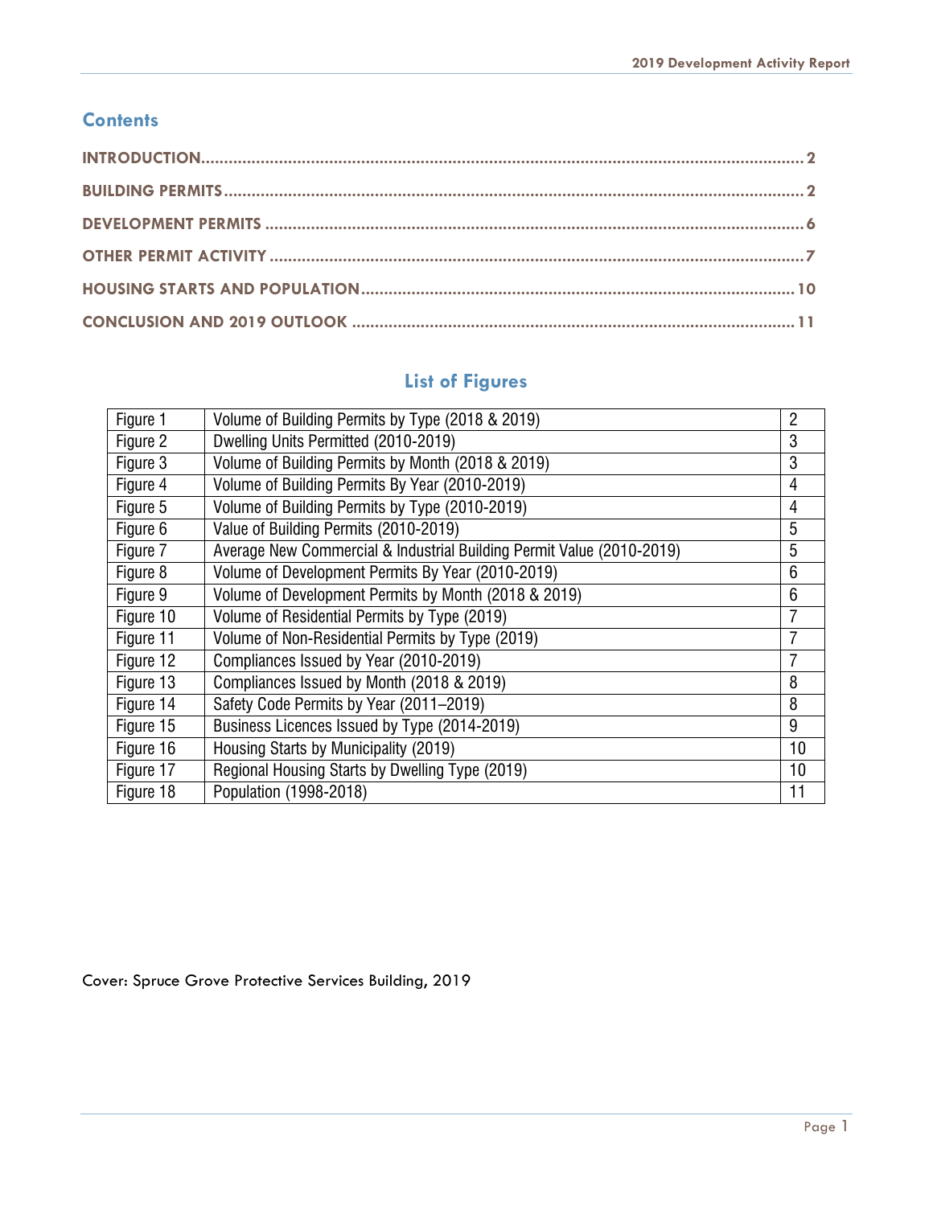## Contents

**INTRODUCTION** .......... 2

**BUILDING PERMITS** .......... 2

**DEVELOPMENT PERMITS** .......... 6

**OTHER PERMIT ACTIVITY** .......... 7

**HOUSING STARTS AND POPULATION** .......... 10

**CONCLUSION AND 2019 OUTLOOK** .......... 11

## List of Figures

| | | |
|---|---|---|
| Figure 1 | Volume of Building Permits by Type (2018 & 2019) | 2 |
| Figure 2 | Dwelling Units Permitted (2010-2019) | 3 |
| Figure 3 | Volume of Building Permits by Month (2018 & 2019) | 3 |
| Figure 4 | Volume of Building Permits By Year (2010-2019) | 4 |
| Figure 5 | Volume of Building Permits by Type (2010-2019) | 4 |
| Figure 6 | Value of Building Permits (2010-2019) | 5 |
| Figure 7 | Average New Commercial & Industrial Building Permit Value (2010-2019) | 5 |
| Figure 8 | Volume of Development Permits By Year (2010-2019) | 6 |
| Figure 9 | Volume of Development Permits by Month (2018 & 2019) | 6 |
| Figure 10 | Volume of Residential Permits by Type (2019) | 7 |
| Figure 11 | Volume of Non-Residential Permits by Type (2019) | 7 |
| Figure 12 | Compliances Issued by Year (2010-2019) | 7 |
| Figure 13 | Compliances Issued by Month (2018 & 2019) | 8 |
| Figure 14 | Safety Code Permits by Year (2011–2019) | 8 |
| Figure 15 | Business Licences Issued by Type (2014-2019) | 9 |
| Figure 16 | Housing Starts by Municipality (2019) | 10 |
| Figure 17 | Regional Housing Starts by Dwelling Type (2019) | 10 |
| Figure 18 | Population (1998-2018) | 11 |

Cover: Spruce Grove Protective Services Building, 2019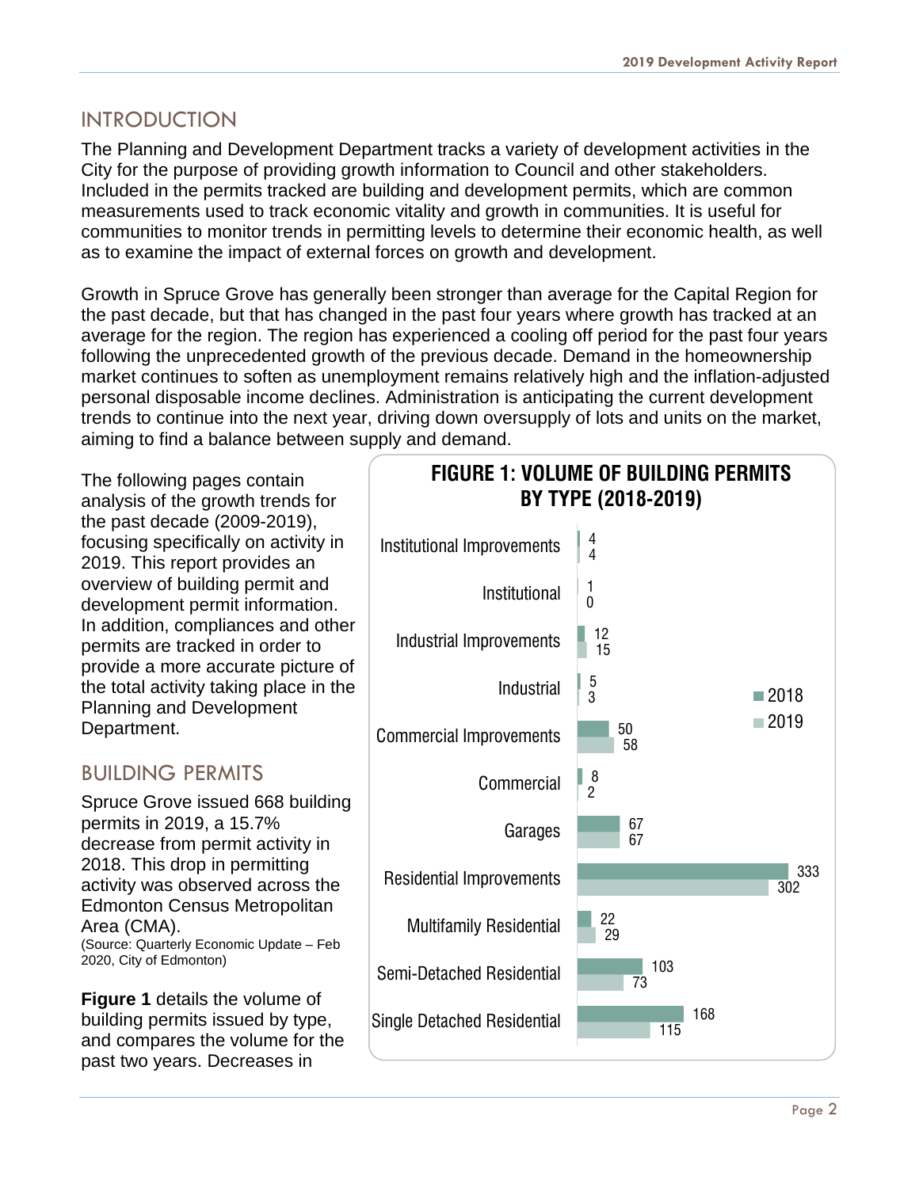## INTRODUCTION

The Planning and Development Department tracks a variety of development activities in the City for the purpose of providing growth information to Council and other stakeholders. Included in the permits tracked are building and development permits, which are common measurements used to track economic vitality and growth in communities. It is useful for communities to monitor trends in permitting levels to determine their economic health, as well as to examine the impact of external forces on growth and development.

Growth in Spruce Grove has generally been stronger than average for the Capital Region for the past decade, but that has changed in the past four years where growth has tracked at an average for the region. The region has experienced a cooling off period for the past four years following the unprecedented growth of the previous decade. Demand in the homeownership market continues to soften as unemployment remains relatively high and the inflation-adjusted personal disposable income declines. Administration is anticipating the current development trends to continue into the next year, driving down oversupply of lots and units on the market, aiming to find a balance between supply and demand.

The following pages contain analysis of the growth trends for the past decade (2009-2019), focusing specifically on activity in 2019. This report provides an overview of building permit and development permit information. In addition, compliances and other permits are tracked in order to provide a more accurate picture of the total activity taking place in the Planning and Development Department.

## BUILDING PERMITS

Spruce Grove issued 668 building permits in 2019, a 15.7% decrease from permit activity in 2018. This drop in permitting activity was observed across the Edmonton Census Metropolitan Area (CMA).
(Source: Quarterly Economic Update – Feb 2020, City of Edmonton)

**Figure 1** details the volume of building permits issued by type, and compares the volume for the past two years. Decreases in

**FIGURE 1: VOLUME OF BUILDING PERMITS BY TYPE (2018-2019)**

| Type | 2018 | 2019 |
|---|---|---|
| Institutional Improvements | 4 | 4 |
| Institutional | 1 | 0 |
| Industrial Improvements | 12 | 15 |
| Industrial | 5 | 3 |
| Commercial Improvements | 50 | 58 |
| Commercial | 8 | 2 |
| Garages | 67 | 67 |
| Residential Improvements | 333 | 302 |
| Multifamily Residential | 22 | 29 |
| Semi-Detached Residential | 103 | 73 |
| Single Detached Residential | 168 | 115 |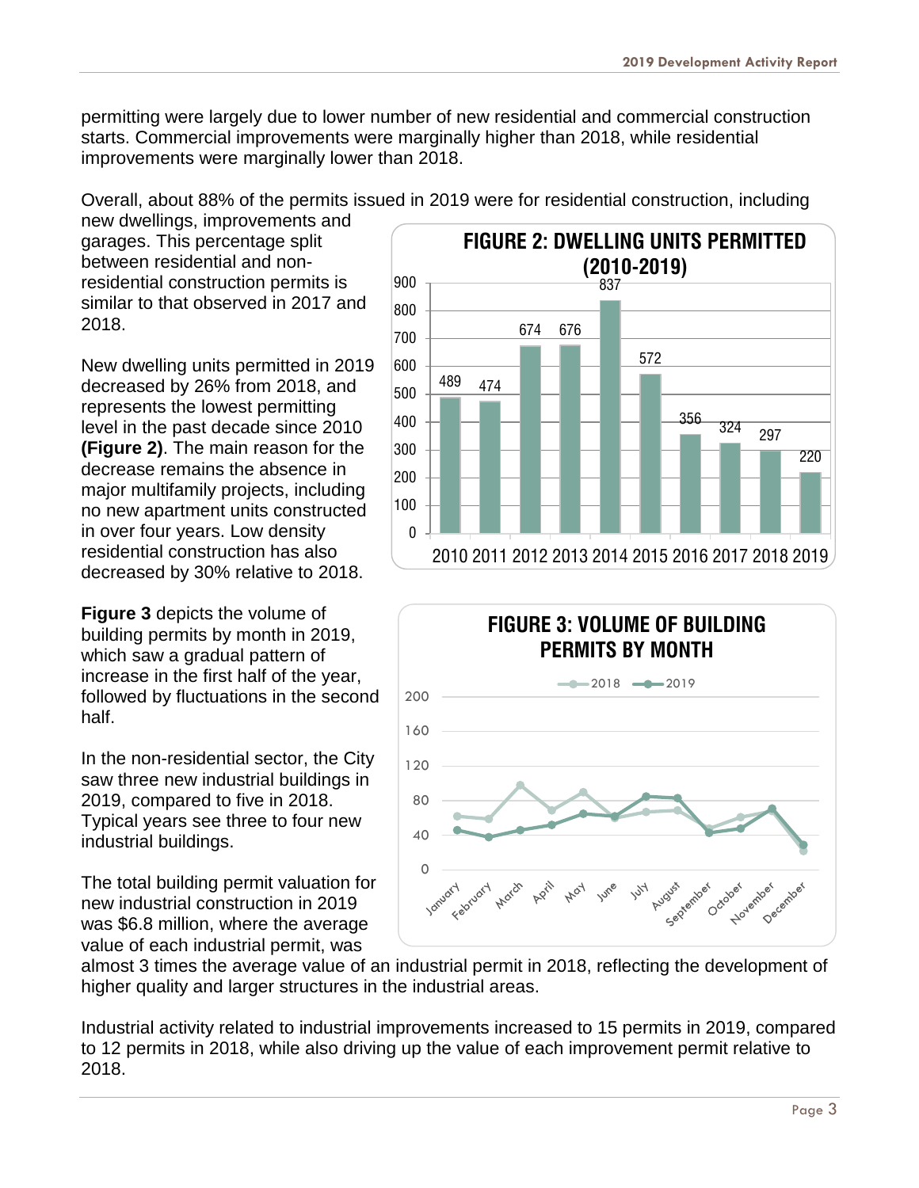permitting were largely due to lower number of new residential and commercial construction starts. Commercial improvements were marginally higher than 2018, while residential improvements were marginally lower than 2018.

Overall, about 88% of the permits issued in 2019 were for residential construction, including new dwellings, improvements and garages. This percentage split between residential and non-residential construction permits is similar to that observed in 2017 and 2018.

New dwelling units permitted in 2019 decreased by 26% from 2018, and represents the lowest permitting level in the past decade since 2010 **(Figure 2)**. The main reason for the decrease remains the absence in major multifamily projects, including no new apartment units constructed in over four years. Low density residential construction has also decreased by 30% relative to 2018.

**FIGURE 2: DWELLING UNITS PERMITTED (2010-2019)**

| Year | Dwelling Units |
|---|---|
| 2010 | 489 |
| 2011 | 474 |
| 2012 | 674 |
| 2013 | 676 |
| 2014 | 837 |
| 2015 | 572 |
| 2016 | 356 |
| 2017 | 324 |
| 2018 | 297 |
| 2019 | 220 |

**Figure 3** depicts the volume of building permits by month in 2019, which saw a gradual pattern of increase in the first half of the year, followed by fluctuations in the second half.

**FIGURE 3: VOLUME OF BUILDING PERMITS BY MONTH**

In the non-residential sector, the City saw three new industrial buildings in 2019, compared to five in 2018. Typical years see three to four new industrial buildings.

The total building permit valuation for new industrial construction in 2019 was $6.8 million, where the average value of each industrial permit, was almost 3 times the average value of an industrial permit in 2018, reflecting the development of higher quality and larger structures in the industrial areas.

Industrial activity related to industrial improvements increased to 15 permits in 2019, compared to 12 permits in 2018, while also driving up the value of each improvement permit relative to 2018.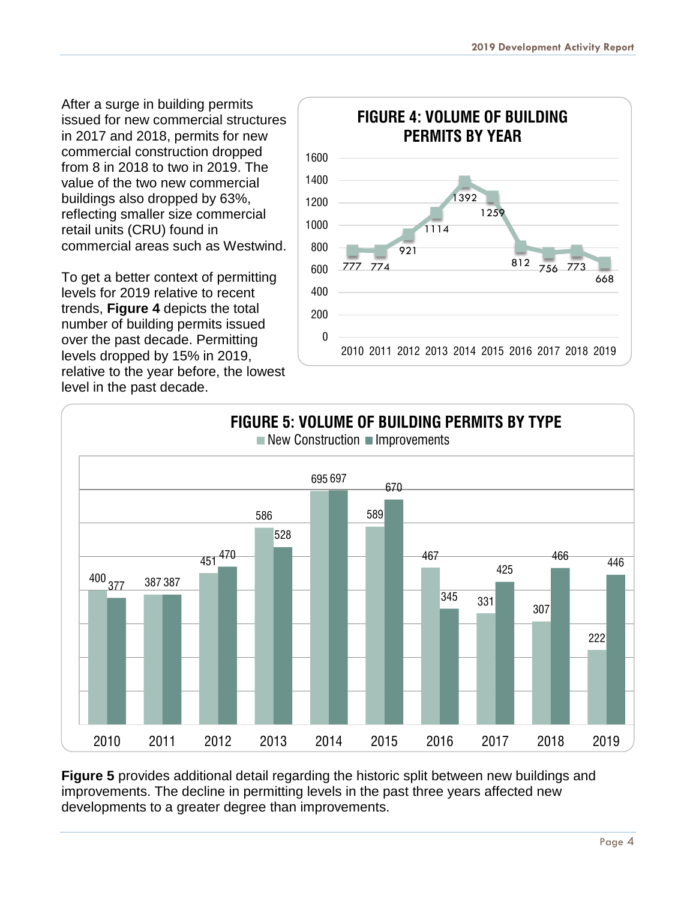After a surge in building permits issued for new commercial structures in 2017 and 2018, permits for new commercial construction dropped from 8 in 2018 to two in 2019. The value of the two new commercial buildings also dropped by 63%, reflecting smaller size commercial retail units (CRU) found in commercial areas such as Westwind.

To get a better context of permitting levels for 2019 relative to recent trends, **Figure 4** depicts the total number of building permits issued over the past decade. Permitting levels dropped by 15% in 2019, relative to the year before, the lowest level in the past decade.

**FIGURE 4: VOLUME OF BUILDING PERMITS BY YEAR**

| Year | Permits |
|---|---|
| 2010 | 777 |
| 2011 | 774 |
| 2012 | 921 |
| 2013 | 1114 |
| 2014 | 1392 |
| 2015 | 1259 |
| 2016 | 812 |
| 2017 | 756 |
| 2018 | 773 |
| 2019 | 668 |

**FIGURE 5: VOLUME OF BUILDING PERMITS BY TYPE**

| Year | New Construction | Improvements |
|---|---|---|
| 2010 | 400 | 377 |
| 2011 | 387 | 387 |
| 2012 | 451 | 470 |
| 2013 | 586 | 528 |
| 2014 | 695 | 697 |
| 2015 | 589 | 670 |
| 2016 | 467 | 345 |
| 2017 | 331 | 425 |
| 2018 | 307 | 466 |
| 2019 | 222 | 446 |

**Figure 5** provides additional detail regarding the historic split between new buildings and improvements. The decline in permitting levels in the past three years affected new developments to a greater degree than improvements.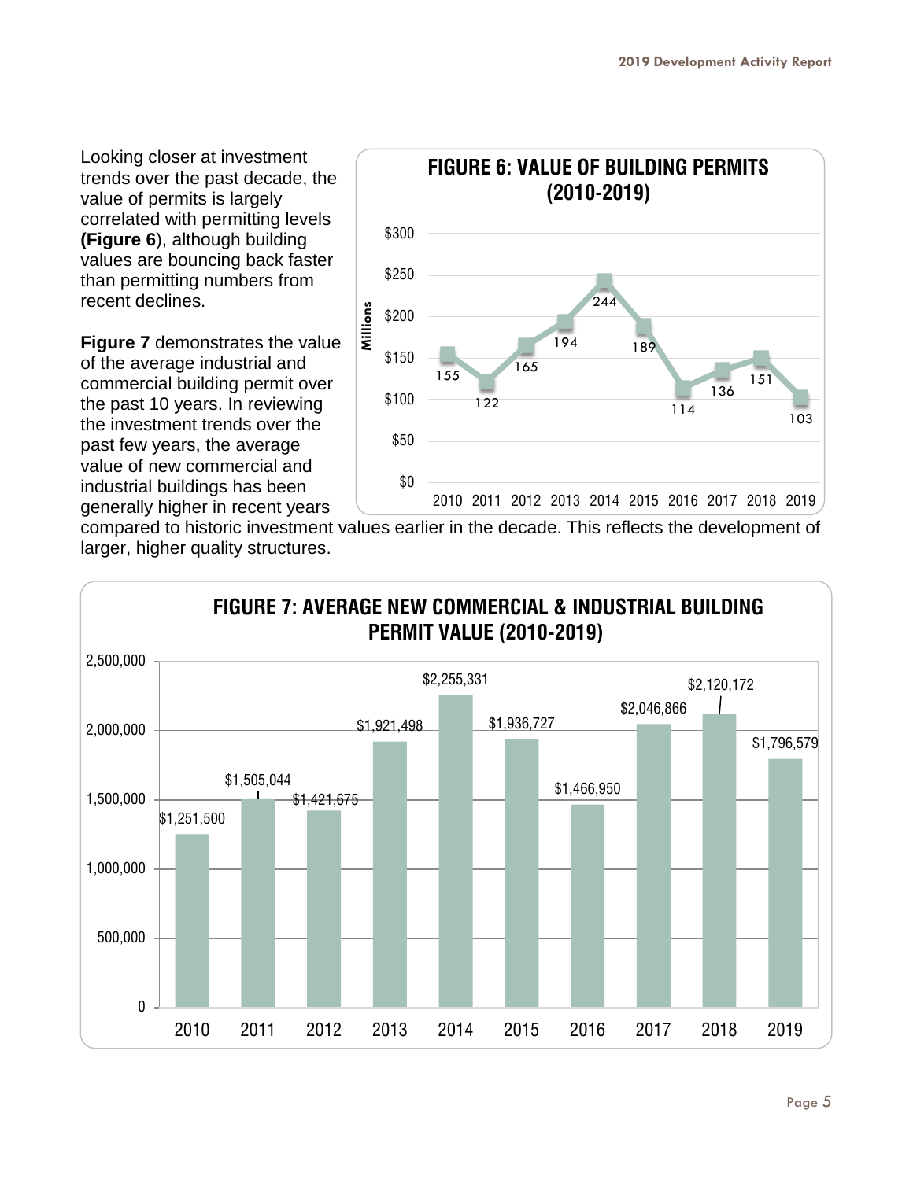Looking closer at investment trends over the past decade, the value of permits is largely correlated with permitting levels **(Figure 6**), although building values are bouncing back faster than permitting numbers from recent declines.

**FIGURE 6: VALUE OF BUILDING PERMITS (2010-2019)**

| Year | Value (Millions) |
| --- | --- |
| 2010 | 155 |
| 2011 | 122 |
| 2012 | 165 |
| 2013 | 194 |
| 2014 | 244 |
| 2015 | 189 |
| 2016 | 114 |
| 2017 | 136 |
| 2018 | 151 |
| 2019 | 103 |

**Figure 7** demonstrates the value of the average industrial and commercial building permit over the past 10 years. In reviewing the investment trends over the past few years, the average value of new commercial and industrial buildings has been generally higher in recent years compared to historic investment values earlier in the decade. This reflects the development of larger, higher quality structures.

**FIGURE 7: AVERAGE NEW COMMERCIAL & INDUSTRIAL BUILDING PERMIT VALUE (2010-2019)**

| Year | Average Permit Value |
| --- | --- |
| 2010 | $1,251,500 |
| 2011 | $1,505,044 |
| 2012 | $1,421,675 |
| 2013 | $1,921,498 |
| 2014 | $2,255,331 |
| 2015 | $1,936,727 |
| 2016 | $1,466,950 |
| 2017 | $2,046,866 |
| 2018 | $2,120,172 |
| 2019 | $1,796,579 |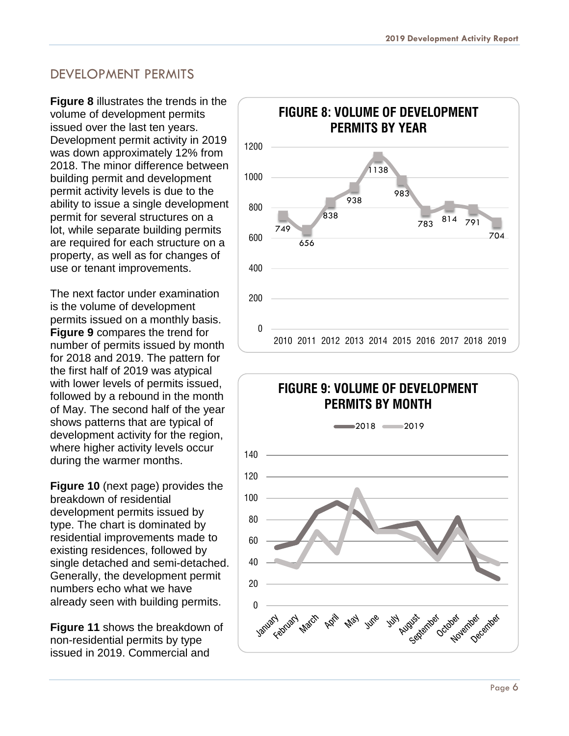## DEVELOPMENT PERMITS

**Figure 8** illustrates the trends in the volume of development permits issued over the last ten years. Development permit activity in 2019 was down approximately 12% from 2018. The minor difference between building permit and development permit activity levels is due to the ability to issue a single development permit for several structures on a lot, while separate building permits are required for each structure on a property, as well as for changes of use or tenant improvements.

The next factor under examination is the volume of development permits issued on a monthly basis. **Figure 9** compares the trend for number of permits issued by month for 2018 and 2019. The pattern for the first half of 2019 was atypical with lower levels of permits issued, followed by a rebound in the month of May. The second half of the year shows patterns that are typical of development activity for the region, where higher activity levels occur during the warmer months.

**Figure 10** (next page) provides the breakdown of residential development permits issued by type. The chart is dominated by residential improvements made to existing residences, followed by single detached and semi-detached. Generally, the development permit numbers echo what we have already seen with building permits.

**Figure 11** shows the breakdown of non-residential permits by type issued in 2019. Commercial and

**FIGURE 8: VOLUME OF DEVELOPMENT PERMITS BY YEAR**

| Year | 2010 | 2011 | 2012 | 2013 | 2014 | 2015 | 2016 | 2017 | 2018 | 2019 |
|---|---|---|---|---|---|---|---|---|---|---|
| Permits | 749 | 656 | 838 | 938 | 1138 | 983 | 783 | 814 | 791 | 704 |

**FIGURE 9: VOLUME OF DEVELOPMENT PERMITS BY MONTH**

Legend: 2018, 2019

Months: January, February, March, April, May, June, July, August, September, October, November, December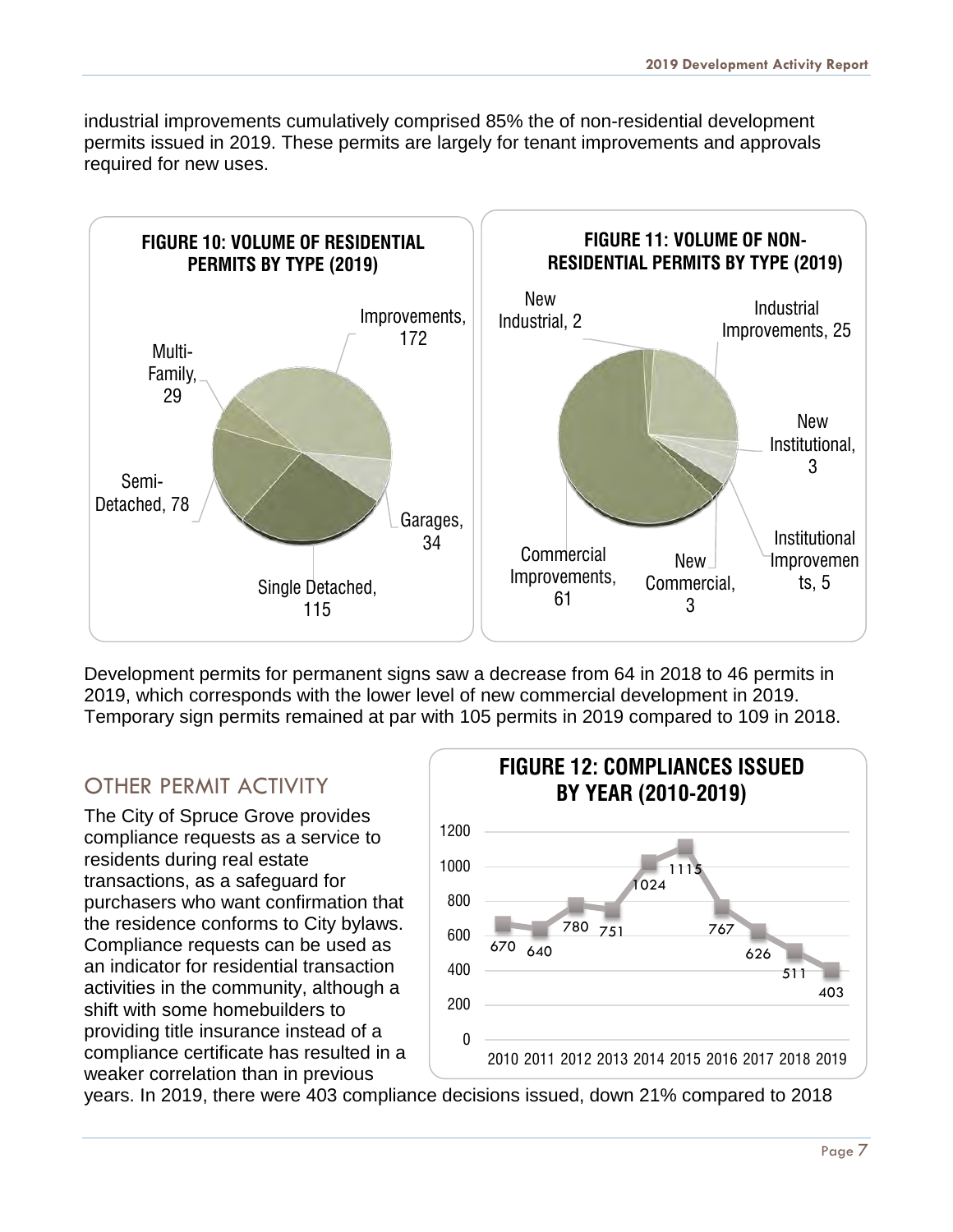industrial improvements cumulatively comprised 85% the of non-residential development permits issued in 2019. These permits are largely for tenant improvements and approvals required for new uses.

**FIGURE 10: VOLUME OF RESIDENTIAL PERMITS BY TYPE (2019)**

| Type | Permits |
|---|---|
| Improvements | 172 |
| Garages | 34 |
| Single Detached | 115 |
| Semi-Detached | 78 |
| Multi-Family | 29 |

**FIGURE 11: VOLUME OF NON-RESIDENTIAL PERMITS BY TYPE (2019)**

| Type | Permits |
|---|---|
| New Industrial | 2 |
| Industrial Improvements | 25 |
| New Institutional | 3 |
| Institutional Improvements | 5 |
| New Commercial | 3 |
| Commercial Improvements | 61 |

Development permits for permanent signs saw a decrease from 64 in 2018 to 46 permits in 2019, which corresponds with the lower level of new commercial development in 2019. Temporary sign permits remained at par with 105 permits in 2019 compared to 109 in 2018.

## OTHER PERMIT ACTIVITY

The City of Spruce Grove provides compliance requests as a service to residents during real estate transactions, as a safeguard for purchasers who want confirmation that the residence conforms to City bylaws. Compliance requests can be used as an indicator for residential transaction activities in the community, although a shift with some homebuilders to providing title insurance instead of a compliance certificate has resulted in a weaker correlation than in previous years. In 2019, there were 403 compliance decisions issued, down 21% compared to 2018

**FIGURE 12: COMPLIANCES ISSUED BY YEAR (2010-2019)**

| Year | Compliances Issued |
|---|---|
| 2010 | 670 |
| 2011 | 640 |
| 2012 | 780 |
| 2013 | 751 |
| 2014 | 1024 |
| 2015 | 1115 |
| 2016 | 767 |
| 2017 | 626 |
| 2018 | 511 |
| 2019 | 403 |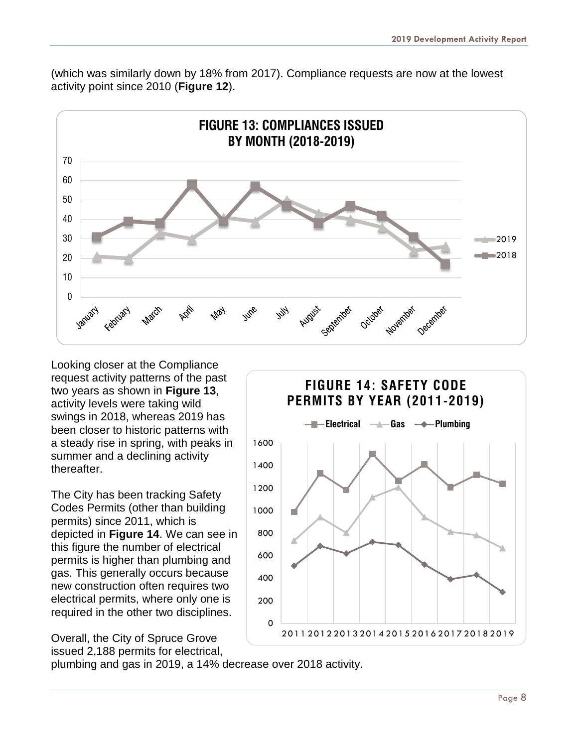(which was similarly down by 18% from 2017). Compliance requests are now at the lowest activity point since 2010 (**Figure 12**).

**FIGURE 13: COMPLIANCES ISSUED BY MONTH (2018-2019)**

Looking closer at the Compliance request activity patterns of the past two years as shown in **Figure 13**, activity levels were taking wild swings in 2018, whereas 2019 has been closer to historic patterns with a steady rise in spring, with peaks in summer and a declining activity thereafter.

The City has been tracking Safety Codes Permits (other than building permits) since 2011, which is depicted in **Figure 14**. We can see in this figure the number of electrical permits is higher than plumbing and gas. This generally occurs because new construction often requires two electrical permits, where only one is required in the other two disciplines.

**FIGURE 14: SAFETY CODE PERMITS BY YEAR (2011-2019)**

Overall, the City of Spruce Grove issued 2,188 permits for electrical, plumbing and gas in 2019, a 14% decrease over 2018 activity.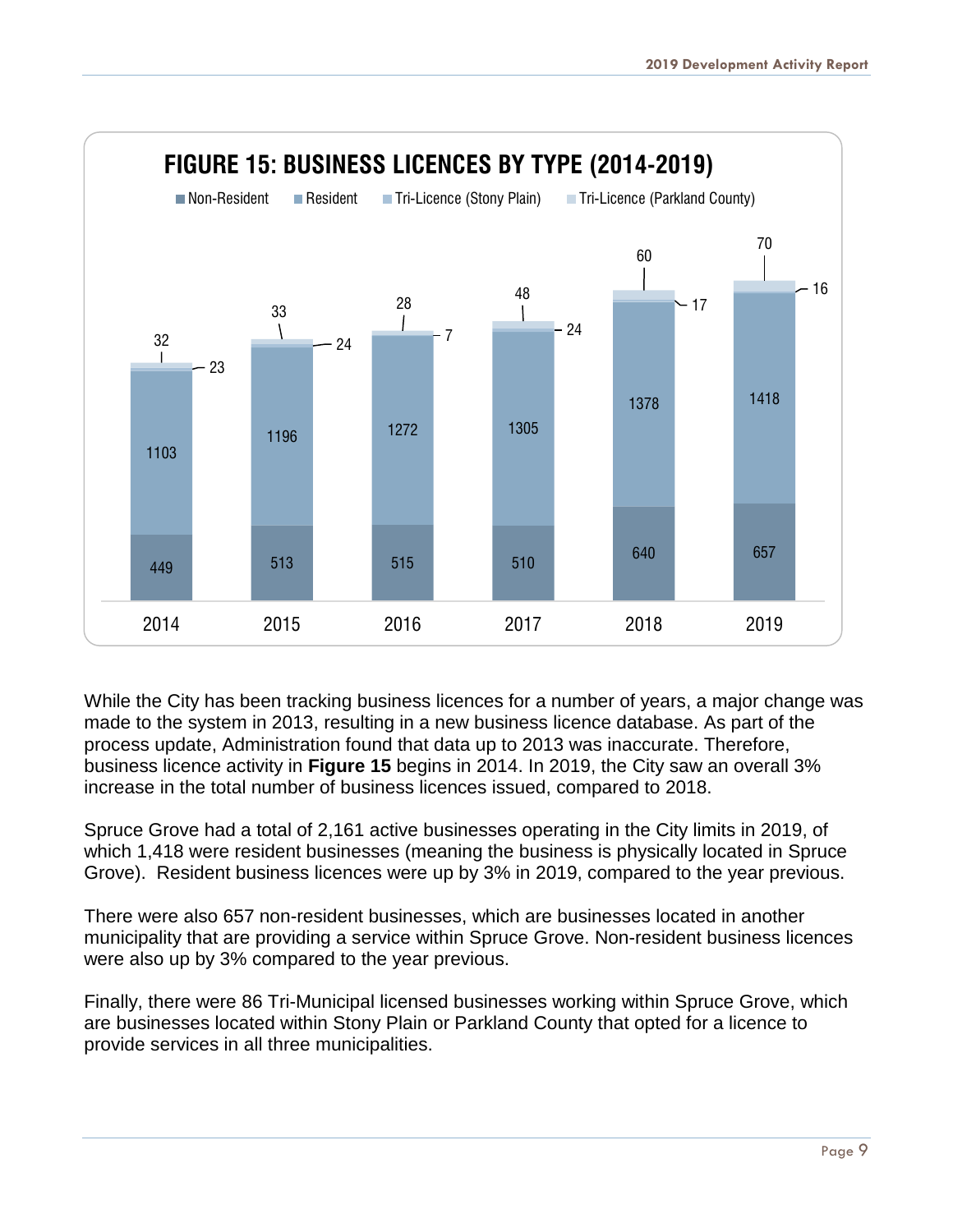# FIGURE 15: BUSINESS LICENCES BY TYPE (2014-2019)

| Year | Non-Resident | Resident | Tri-Licence (Stony Plain) | Tri-Licence (Parkland County) |
|---|---|---|---|---|
| 2014 | 449 | 1103 | 23 | 32 |
| 2015 | 513 | 1196 | 24 | 33 |
| 2016 | 515 | 1272 | 7 | 28 |
| 2017 | 510 | 1305 | 24 | 48 |
| 2018 | 640 | 1378 | 17 | 60 |
| 2019 | 657 | 1418 | 16 | 70 |

While the City has been tracking business licences for a number of years, a major change was made to the system in 2013, resulting in a new business licence database. As part of the process update, Administration found that data up to 2013 was inaccurate. Therefore, business licence activity in **Figure 15** begins in 2014. In 2019, the City saw an overall 3% increase in the total number of business licences issued, compared to 2018.

Spruce Grove had a total of 2,161 active businesses operating in the City limits in 2019, of which 1,418 were resident businesses (meaning the business is physically located in Spruce Grove). Resident business licences were up by 3% in 2019, compared to the year previous.

There were also 657 non-resident businesses, which are businesses located in another municipality that are providing a service within Spruce Grove. Non-resident business licences were also up by 3% compared to the year previous.

Finally, there were 86 Tri-Municipal licensed businesses working within Spruce Grove, which are businesses located within Stony Plain or Parkland County that opted for a licence to provide services in all three municipalities.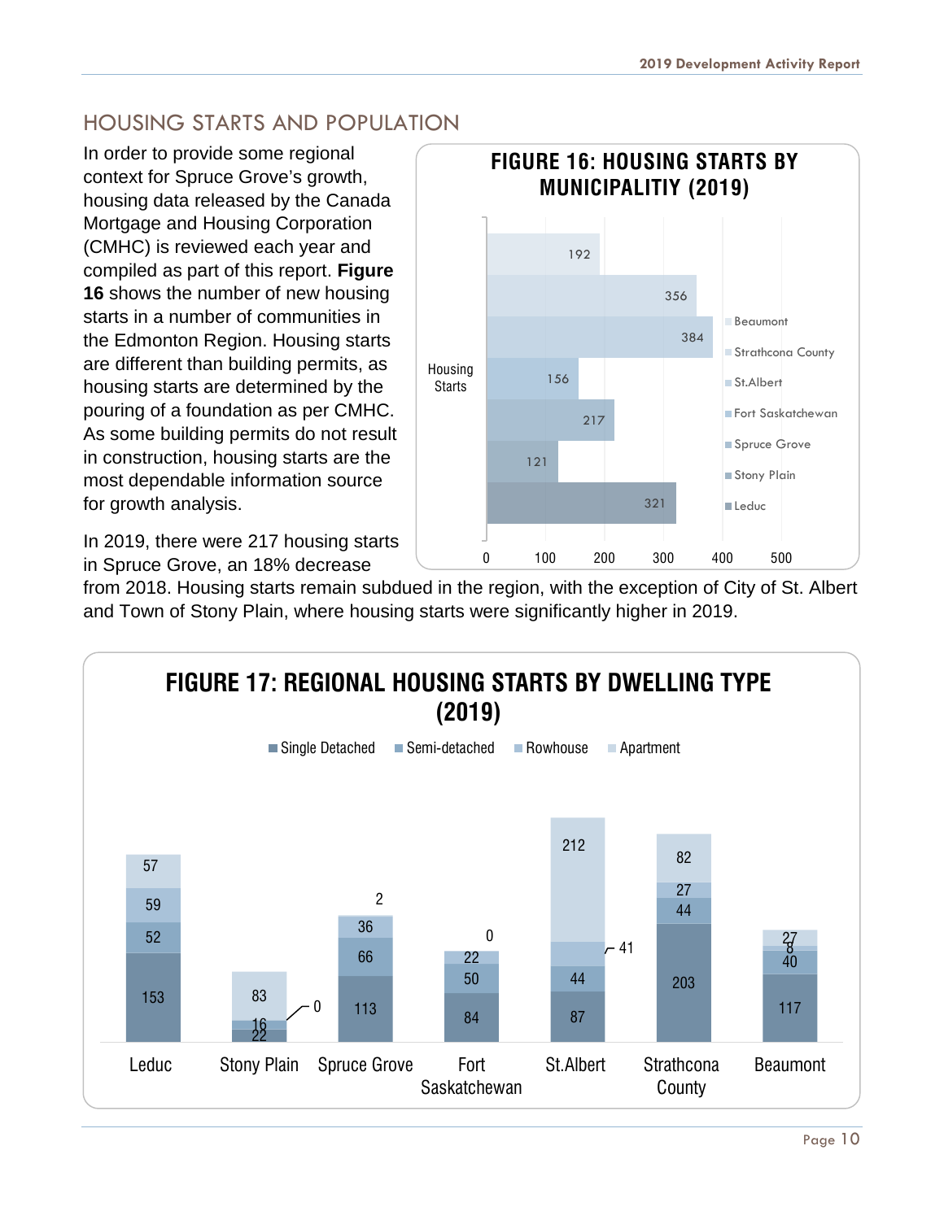## HOUSING STARTS AND POPULATION

In order to provide some regional context for Spruce Grove's growth, housing data released by the Canada Mortgage and Housing Corporation (CMHC) is reviewed each year and compiled as part of this report. **Figure 16** shows the number of new housing starts in a number of communities in the Edmonton Region. Housing starts are different than building permits, as housing starts are determined by the pouring of a foundation as per CMHC. As some building permits do not result in construction, housing starts are the most dependable information source for growth analysis.

**FIGURE 16: HOUSING STARTS BY MUNICIPALITIY (2019)**

| Municipality | Housing Starts |
|---|---|
| Beaumont | 192 |
| Strathcona County | 356 |
| St.Albert | 384 |
| Fort Saskatchewan | 156 |
| Spruce Grove | 217 |
| Stony Plain | 121 |
| Leduc | 321 |

In 2019, there were 217 housing starts in Spruce Grove, an 18% decrease from 2018. Housing starts remain subdued in the region, with the exception of City of St. Albert and Town of Stony Plain, where housing starts were significantly higher in 2019.

**FIGURE 17: REGIONAL HOUSING STARTS BY DWELLING TYPE (2019)**

| Municipality | Single Detached | Semi-detached | Rowhouse | Apartment |
|---|---|---|---|---|
| Leduc | 153 | 52 | 59 | 57 |
| Stony Plain | 22 | 16 | 0 | 83 |
| Spruce Grove | 113 | 66 | 36 | 2 |
| Fort Saskatchewan | 84 | 50 | 22 | 0 |
| St.Albert | 87 | 44 | 41 | 212 |
| Strathcona County | 203 | 44 | 27 | 82 |
| Beaumont | 117 | 40 | 8 | 27 |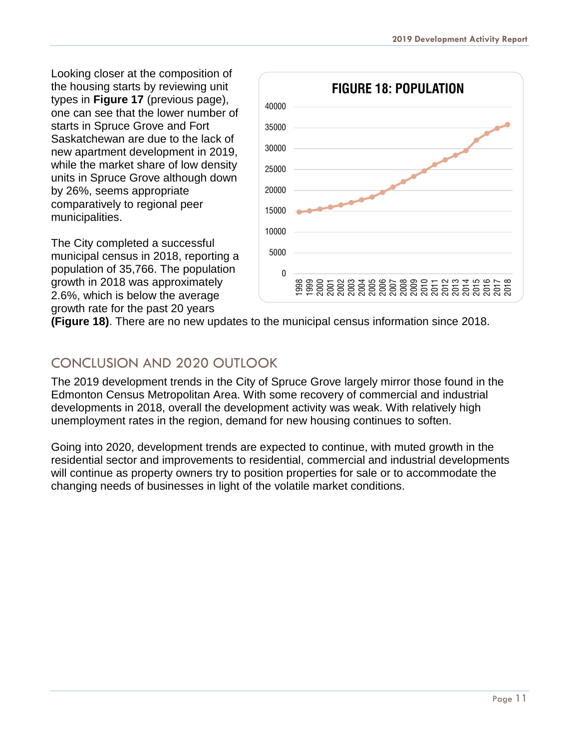Looking closer at the composition of the housing starts by reviewing unit types in **Figure 17** (previous page), one can see that the lower number of starts in Spruce Grove and Fort Saskatchewan are due to the lack of new apartment development in 2019, while the market share of low density units in Spruce Grove although down by 26%, seems appropriate comparatively to regional peer municipalities.

FIGURE 18: POPULATION

40000
35000
30000
25000
20000
15000
10000
5000
0

1998 1999 2000 2001 2002 2003 2004 2005 2006 2007 2008 2009 2010 2011 2012 2013 2014 2015 2016 2017 2018

The City completed a successful municipal census in 2018, reporting a population of 35,766. The population growth in 2018 was approximately 2.6%, which is below the average growth rate for the past 20 years **(Figure 18)**. There are no new updates to the municipal census information since 2018.

## CONCLUSION AND 2020 OUTLOOK

The 2019 development trends in the City of Spruce Grove largely mirror those found in the Edmonton Census Metropolitan Area. With some recovery of commercial and industrial developments in 2018, overall the development activity was weak. With relatively high unemployment rates in the region, demand for new housing continues to soften.

Going into 2020, development trends are expected to continue, with muted growth in the residential sector and improvements to residential, commercial and industrial developments will continue as property owners try to position properties for sale or to accommodate the changing needs of businesses in light of the volatile market conditions.